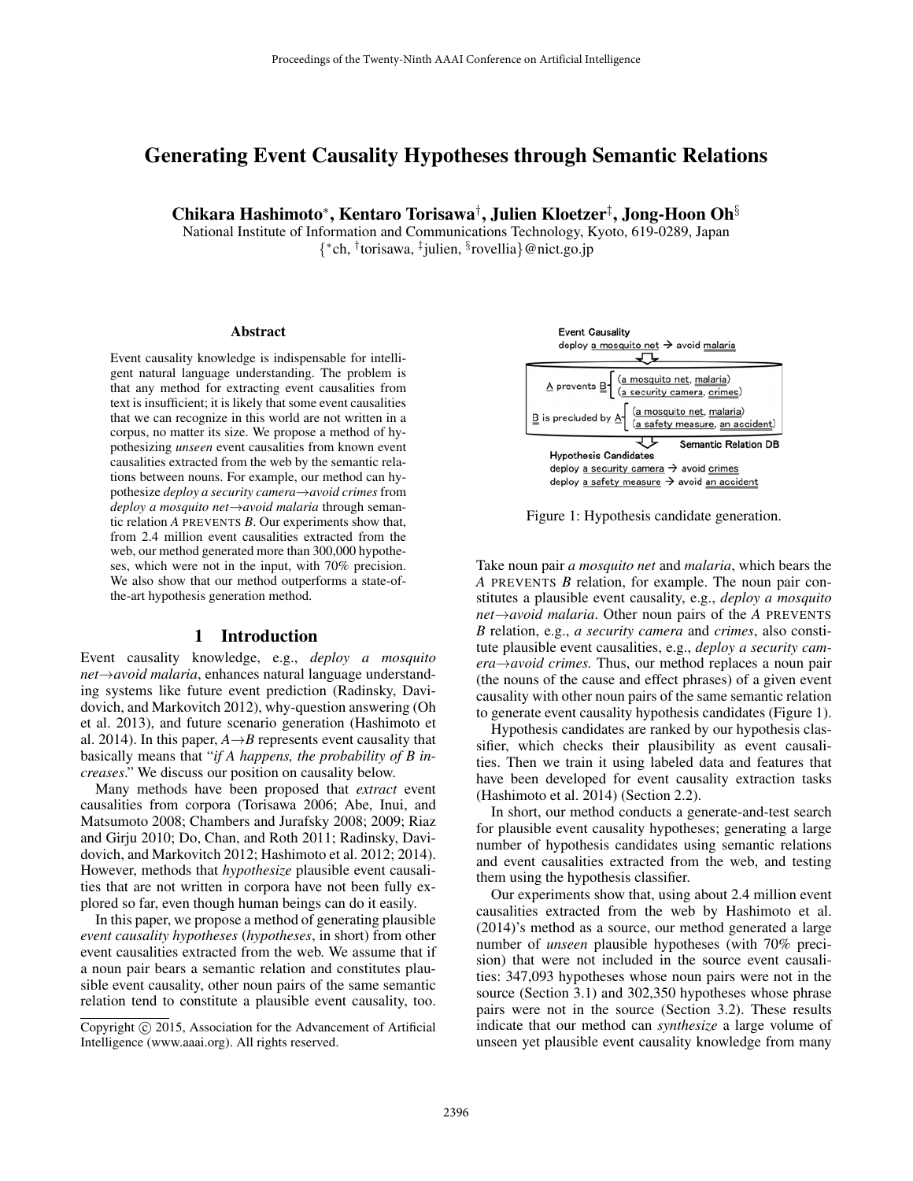# Generating Event Causality Hypotheses through Semantic Relations

**Chikara Hashimoto[*], Kentaro Torisawa[†], Julien Kloetzer[‡], Jong-Hoon Oh[§]**

National Institute of Information and Communications Technology, Kyoto, 619-0289, Japan
{[*]ch, [†]torisawa, [‡]julien, [§]rovellia}@nict.go.jp

## Abstract

Event causality knowledge is indispensable for intelligent natural language understanding. The problem is that any method for extracting event causalities from text is insufficient; it is likely that some event causalities that we can recognize in this world are not written in a corpus, no matter its size. We propose a method of hypothesizing *unseen* event causalities from known event causalities extracted from the web by the semantic relations between nouns. For example, our method can hypothesize *deploy a security camera→avoid crimes* from *deploy a mosquito net→avoid malaria* through semantic relation *A* PREVENTS *B*. Our experiments show that, from 2.4 million event causalities extracted from the web, our method generated more than 300,000 hypotheses, which were not in the input, with 70% precision. We also show that our method outperforms a state-of-the-art hypothesis generation method.

## 1 Introduction

Event causality knowledge, e.g., *deploy a mosquito net→avoid malaria*, enhances natural language understanding systems like future event prediction (Radinsky, Davidovich, and Markovitch 2012), why-question answering (Oh et al. 2013), and future scenario generation (Hashimoto et al. 2014). In this paper, *A→B* represents event causality that basically means that "*if A happens, the probability of B increases*." We discuss our position on causality below.

Many methods have been proposed that *extract* event causalities from corpora (Torisawa 2006; Abe, Inui, and Matsumoto 2008; Chambers and Jurafsky 2008; 2009; Riaz and Girju 2010; Do, Chan, and Roth 2011; Radinsky, Davidovich, and Markovitch 2012; Hashimoto et al. 2012; 2014). However, methods that *hypothesize* plausible event causalities that are not written in corpora have not been fully explored so far, even though human beings can do it easily.

In this paper, we propose a method of generating plausible *event causality hypotheses* (*hypotheses*, in short) from other event causalities extracted from the web. We assume that if a noun pair bears a semantic relation and constitutes plausible event causality, other noun pairs of the same semantic relation tend to constitute a plausible event causality, too.

Copyright © 2015, Association for the Advancement of Artificial Intelligence (www.aaai.org). All rights reserved.

Event Causality
deploy a mosquito net → avoid malaria

A prevents B: (a mosquito net, malaria), (a security camera, crimes)
B is precluded by A: (a mosquito net, malaria), (a safety measure, an accident)
Semantic Relation DB

Hypothesis Candidates
deploy a security camera → avoid crimes
deploy a safety measure → avoid an accident

Figure 1: Hypothesis candidate generation.

Take noun pair *a mosquito net* and *malaria*, which bears the *A* PREVENTS *B* relation, for example. The noun pair constitutes a plausible event causality, e.g., *deploy a mosquito net→avoid malaria*. Other noun pairs of the *A* PREVENTS *B* relation, e.g., *a security camera* and *crimes*, also constitute plausible event causalities, e.g., *deploy a security camera→avoid crimes.* Thus, our method replaces a noun pair (the nouns of the cause and effect phrases) of a given event causality with other noun pairs of the same semantic relation to generate event causality hypothesis candidates (Figure 1).

Hypothesis candidates are ranked by our hypothesis classifier, which checks their plausibility as event causalities. Then we train it using labeled data and features that have been developed for event causality extraction tasks (Hashimoto et al. 2014) (Section 2.2).

In short, our method conducts a generate-and-test search for plausible event causality hypotheses; generating a large number of hypothesis candidates using semantic relations and event causalities extracted from the web, and testing them using the hypothesis classifier.

Our experiments show that, using about 2.4 million event causalities extracted from the web by Hashimoto et al. (2014)'s method as a source, our method generated a large number of *unseen* plausible hypotheses (with 70% precision) that were not included in the source event causalities: 347,093 hypotheses whose noun pairs were not in the source (Section 3.1) and 302,350 hypotheses whose phrase pairs were not in the source (Section 3.2). These results indicate that our method can *synthesize* a large volume of unseen yet plausible event causality knowledge from many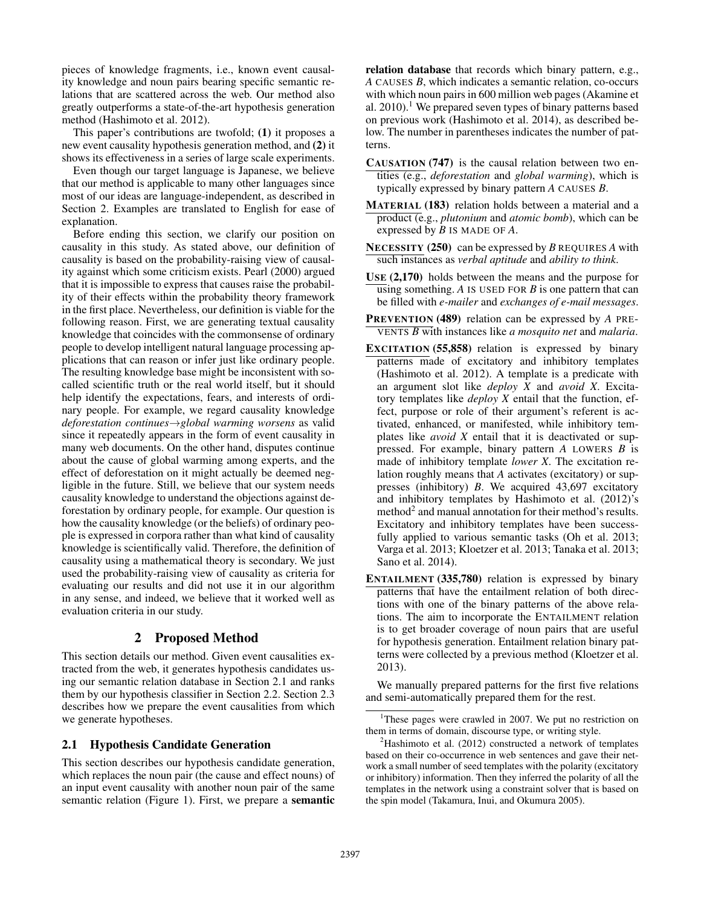pieces of knowledge fragments, i.e., known event causality knowledge and noun pairs bearing specific semantic relations that are scattered across the web. Our method also greatly outperforms a state-of-the-art hypothesis generation method (Hashimoto et al. 2012).

This paper's contributions are twofold; **(1)** it proposes a new event causality hypothesis generation method, and **(2)** it shows its effectiveness in a series of large scale experiments.

Even though our target language is Japanese, we believe that our method is applicable to many other languages since most of our ideas are language-independent, as described in Section 2. Examples are translated to English for ease of explanation.

Before ending this section, we clarify our position on causality in this study. As stated above, our definition of causality is based on the probability-raising view of causality against which some criticism exists. Pearl (2000) argued that it is impossible to express that causes raise the probability of their effects within the probability theory framework in the first place. Nevertheless, our definition is viable for the following reason. First, we are generating textual causality knowledge that coincides with the commonsense of ordinary people to develop intelligent natural language processing applications that can reason or infer just like ordinary people. The resulting knowledge base might be inconsistent with so-called scientific truth or the real world itself, but it should help identify the expectations, fears, and interests of ordinary people. For example, we regard causality knowledge *deforestation continues*→*global warming worsens* as valid since it repeatedly appears in the form of event causality in many web documents. On the other hand, disputes continue about the cause of global warming among experts, and the effect of deforestation on it might actually be deemed negligible in the future. Still, we believe that our system needs causality knowledge to understand the objections against deforestation by ordinary people, for example. Our question is how the causality knowledge (or the beliefs) of ordinary people is expressed in corpora rather than what kind of causality knowledge is scientifically valid. Therefore, the definition of causality using a mathematical theory is secondary. We just used the probability-raising view of causality as criteria for evaluating our results and did not use it in our algorithm in any sense, and indeed, we believe that it worked well as evaluation criteria in our study.

## 2 Proposed Method

This section details our method. Given event causalities extracted from the web, it generates hypothesis candidates using our semantic relation database in Section 2.1 and ranks them by our hypothesis classifier in Section 2.2. Section 2.3 describes how we prepare the event causalities from which we generate hypotheses.

### 2.1 Hypothesis Candidate Generation

This section describes our hypothesis candidate generation, which replaces the noun pair (the cause and effect nouns) of an input event causality with another noun pair of the same semantic relation (Figure 1). First, we prepare a **semantic relation database** that records which binary pattern, e.g., *A* CAUSES *B*, which indicates a semantic relation, co-occurs with which noun pairs in 600 million web pages (Akamine et al. 2010).[1] We prepared seven types of binary patterns based on previous work (Hashimoto et al. 2014), as described below. The number in parentheses indicates the number of patterns.

- **CAUSATION (747)** is the causal relation between two entities (e.g., *deforestation* and *global warming*), which is typically expressed by binary pattern *A* CAUSES *B*.
- **MATERIAL (183)** relation holds between a material and a product (e.g., *plutonium* and *atomic bomb*), which can be expressed by *B* IS MADE OF *A*.
- **NECESSITY (250)** can be expressed by *B* REQUIRES *A* with such instances as *verbal aptitude* and *ability to think*.
- **USE (2,170)** holds between the means and the purpose for using something. *A* IS USED FOR *B* is one pattern that can be filled with *e-mailer* and *exchanges of e-mail messages*.
- **PREVENTION (489)** relation can be expressed by *A* PREVENTS *B* with instances like *a mosquito net* and *malaria*.
- **EXCITATION (55,858)** relation is expressed by binary patterns made of excitatory and inhibitory templates (Hashimoto et al. 2012). A template is a predicate with an argument slot like *deploy X* and *avoid X*. Excitatory templates like *deploy X* entail that the function, effect, purpose or role of their argument's referent is activated, enhanced, or manifested, while inhibitory templates like *avoid X* entail that it is deactivated or suppressed. For example, binary pattern *A* LOWERS *B* is made of inhibitory template *lower X*. The excitation relation roughly means that *A* activates (excitatory) or suppresses (inhibitory) *B*. We acquired 43,697 excitatory and inhibitory templates by Hashimoto et al. (2012)'s method[2] and manual annotation for their method's results. Excitatory and inhibitory templates have been successfully applied to various semantic tasks (Oh et al. 2013; Varga et al. 2013; Kloetzer et al. 2013; Tanaka et al. 2013; Sano et al. 2014).
- **ENTAILMENT (335,780)** relation is expressed by binary patterns that have the entailment relation of both directions with one of the binary patterns of the above relations. The aim to incorporate the ENTAILMENT relation is to get broader coverage of noun pairs that are useful for hypothesis generation. Entailment relation binary patterns were collected by a previous method (Kloetzer et al. 2013).

We manually prepared patterns for the first five relations and semi-automatically prepared them for the rest.

[1] These pages were crawled in 2007. We put no restriction on them in terms of domain, discourse type, or writing style.

[2] Hashimoto et al. (2012) constructed a network of templates based on their co-occurrence in web sentences and gave their network a small number of seed templates with the polarity (excitatory or inhibitory) information. Then they inferred the polarity of all the templates in the network using a constraint solver that is based on the spin model (Takamura, Inui, and Okumura 2005).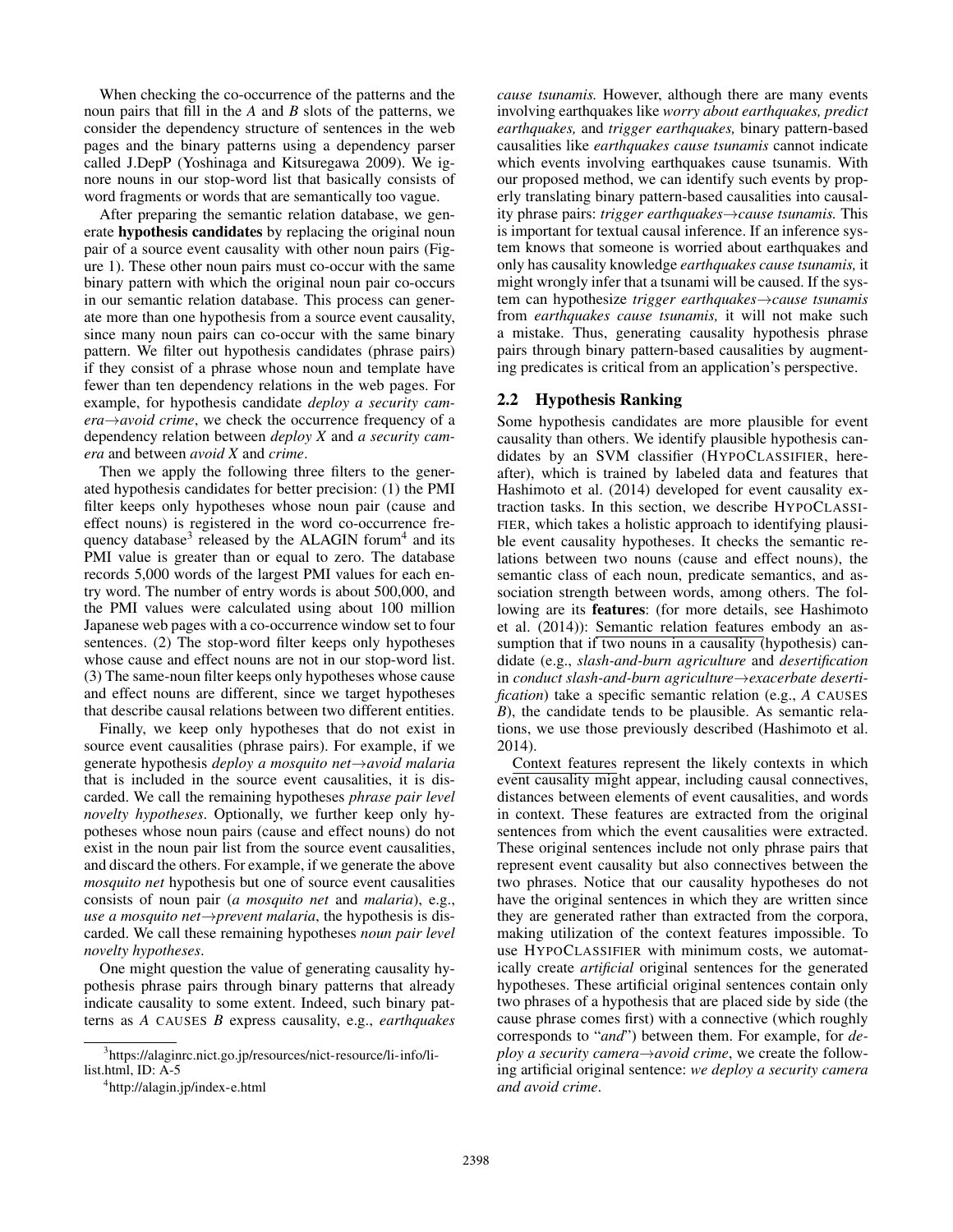When checking the co-occurrence of the patterns and the noun pairs that fill in the *A* and *B* slots of the patterns, we consider the dependency structure of sentences in the web pages and the binary patterns using a dependency parser called J.DepP (Yoshinaga and Kitsuregawa 2009). We ignore nouns in our stop-word list that basically consists of word fragments or words that are semantically too vague.

After preparing the semantic relation database, we generate **hypothesis candidates** by replacing the original noun pair of a source event causality with other noun pairs (Figure 1). These other noun pairs must co-occur with the same binary pattern with which the original noun pair co-occurs in our semantic relation database. This process can generate more than one hypothesis from a source event causality, since many noun pairs can co-occur with the same binary pattern. We filter out hypothesis candidates (phrase pairs) if they consist of a phrase whose noun and template have fewer than ten dependency relations in the web pages. For example, for hypothesis candidate *deploy a security camera→avoid crime*, we check the occurrence frequency of a dependency relation between *deploy X* and *a security camera* and between *avoid X* and *crime*.

Then we apply the following three filters to the generated hypothesis candidates for better precision: (1) the PMI filter keeps only hypotheses whose noun pair (cause and effect nouns) is registered in the word co-occurrence frequency database[3] released by the ALAGIN forum[4] and its PMI value is greater than or equal to zero. The database records 5,000 words of the largest PMI values for each entry word. The number of entry words is about 500,000, and the PMI values were calculated using about 100 million Japanese web pages with a co-occurrence window set to four sentences. (2) The stop-word filter keeps only hypotheses whose cause and effect nouns are not in our stop-word list. (3) The same-noun filter keeps only hypotheses whose cause and effect nouns are different, since we target hypotheses that describe causal relations between two different entities.

Finally, we keep only hypotheses that do not exist in source event causalities (phrase pairs). For example, if we generate hypothesis *deploy a mosquito net→avoid malaria* that is included in the source event causalities, it is discarded. We call the remaining hypotheses *phrase pair level novelty hypotheses*. Optionally, we further keep only hypotheses whose noun pairs (cause and effect nouns) do not exist in the noun pair list from the source event causalities, and discard the others. For example, if we generate the above *mosquito net* hypothesis but one of source event causalities consists of noun pair (*a mosquito net* and *malaria*), e.g., *use a mosquito net→prevent malaria*, the hypothesis is discarded. We call these remaining hypotheses *noun pair level novelty hypotheses*.

One might question the value of generating causality hypothesis phrase pairs through binary patterns that already indicate causality to some extent. Indeed, such binary patterns as *A* CAUSES *B* express causality, e.g., *earthquakes cause tsunamis.* However, although there are many events involving earthquakes like *worry about earthquakes, predict earthquakes,* and *trigger earthquakes,* binary pattern-based causalities like *earthquakes cause tsunamis* cannot indicate which events involving earthquakes cause tsunamis. With our proposed method, we can identify such events by properly translating binary pattern-based causalities into causality phrase pairs: *trigger earthquakes→cause tsunamis.* This is important for textual causal inference. If an inference system knows that someone is worried about earthquakes and only has causality knowledge *earthquakes cause tsunamis,* it might wrongly infer that a tsunami will be caused. If the system can hypothesize *trigger earthquakes→cause tsunamis* from *earthquakes cause tsunamis,* it will not make such a mistake. Thus, generating causality hypothesis phrase pairs through binary pattern-based causalities by augmenting predicates is critical from an application's perspective.

## 2.2 Hypothesis Ranking

Some hypothesis candidates are more plausible for event causality than others. We identify plausible hypothesis candidates by an SVM classifier (HYPOCLASSIFIER, hereafter), which is trained by labeled data and features that Hashimoto et al. (2014) developed for event causality extraction tasks. In this section, we describe HYPOCLASSIFIER, which takes a holistic approach to identifying plausible event causality hypotheses. It checks the semantic relations between two nouns (cause and effect nouns), the semantic class of each noun, predicate semantics, and association strength between words, among others. The following are its **features**: (for more details, see Hashimoto et al. (2014)): Semantic relation features embody an assumption that if two nouns in a causality (hypothesis) candidate (e.g., *slash-and-burn agriculture* and *desertification* in *conduct slash-and-burn agriculture→exacerbate desertification*) take a specific semantic relation (e.g., *A* CAUSES *B*), the candidate tends to be plausible. As semantic relations, we use those previously described (Hashimoto et al. 2014).

Context features represent the likely contexts in which event causality might appear, including causal connectives, distances between elements of event causalities, and words in context. These features are extracted from the original sentences from which the event causalities were extracted. These original sentences include not only phrase pairs that represent event causality but also connectives between the two phrases. Notice that our causality hypotheses do not have the original sentences in which they are written since they are generated rather than extracted from the corpora, making utilization of the context features impossible. To use HYPOCLASSIFIER with minimum costs, we automatically create *artificial* original sentences for the generated hypotheses. These artificial original sentences contain only two phrases of a hypothesis that are placed side by side (the cause phrase comes first) with a connective (which roughly corresponds to "*and*") between them. For example, for *deploy a security camera→avoid crime*, we create the following artificial original sentence: *we deploy a security camera and avoid crime*.

[3] https://alaginrc.nict.go.jp/resources/nict-resource/li-info/li-list.html, ID: A-5

[4] http://alagin.jp/index-e.html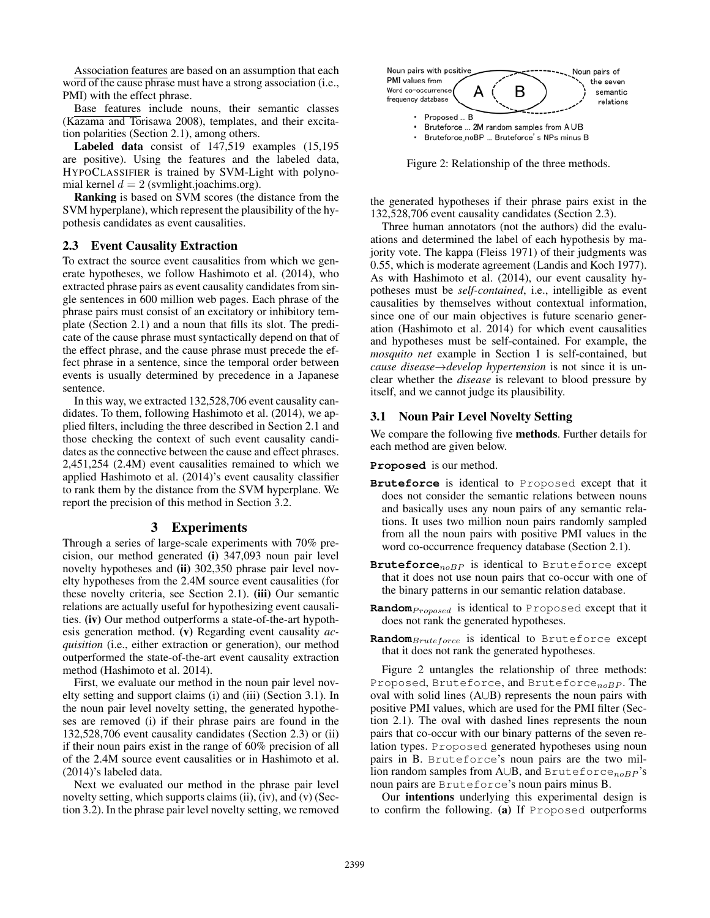Association features are based on an assumption that each word of the cause phrase must have a strong association (i.e., PMI) with the effect phrase.

Base features include nouns, their semantic classes (Kazama and Torisawa 2008), templates, and their excitation polarities (Section 2.1), among others.

**Labeled data** consist of 147,519 examples (15,195 are positive). Using the features and the labeled data, HYPOCLASSIFIER is trained by SVM-Light with polynomial kernel $d = 2$ (svmlight.joachims.org).

**Ranking** is based on SVM scores (the distance from the SVM hyperplane), which represent the plausibility of the hypothesis candidates as event causalities.

### 2.3 Event Causality Extraction

To extract the source event causalities from which we generate hypotheses, we follow Hashimoto et al. (2014), who extracted phrase pairs as event causality candidates from single sentences in 600 million web pages. Each phrase of the phrase pairs must consist of an excitatory or inhibitory template (Section 2.1) and a noun that fills its slot. The predicate of the cause phrase must syntactically depend on that of the effect phrase, and the cause phrase must precede the effect phrase in a sentence, since the temporal order between events is usually determined by precedence in a Japanese sentence.

In this way, we extracted 132,528,706 event causality candidates. To them, following Hashimoto et al. (2014), we applied filters, including the three described in Section 2.1 and those checking the context of such event causality candidates as the connective between the cause and effect phrases. 2,451,254 (2.4M) event causalities remained to which we applied Hashimoto et al. (2014)'s event causality classifier to rank them by the distance from the SVM hyperplane. We report the precision of this method in Section 3.2.

## 3 Experiments

Through a series of large-scale experiments with 70% precision, our method generated **(i)** 347,093 noun pair level novelty hypotheses and **(ii)** 302,350 phrase pair level novelty hypotheses from the 2.4M source event causalities (for these novelty criteria, see Section 2.1). **(iii)** Our semantic relations are actually useful for hypothesizing event causalities. **(iv)** Our method outperforms a state-of-the-art hypothesis generation method. **(v)** Regarding event causality *acquisition* (i.e., either extraction or generation), our method outperformed the state-of-the-art event causality extraction method (Hashimoto et al. 2014).

First, we evaluate our method in the noun pair level novelty setting and support claims (i) and (iii) (Section 3.1). In the noun pair level novelty setting, the generated hypotheses are removed (i) if their phrase pairs are found in the 132,528,706 event causality candidates (Section 2.3) or (ii) if their noun pairs exist in the range of 60% precision of all of the 2.4M source event causalities or in Hashimoto et al. (2014)'s labeled data.

Next we evaluated our method in the phrase pair level novelty setting, which supports claims (ii), (iv), and (v) (Section 3.2). In the phrase pair level novelty setting, we removed the generated hypotheses if their phrase pairs exist in the 132,528,706 event causality candidates (Section 2.3).

Three human annotators (not the authors) did the evaluations and determined the label of each hypothesis by majority vote. The kappa (Fleiss 1971) of their judgments was 0.55, which is moderate agreement (Landis and Koch 1977). As with Hashimoto et al. (2014), our event causality hypotheses must be *self-contained*, i.e., intelligible as event causalities by themselves without contextual information, since one of our main objectives is future scenario generation (Hashimoto et al. 2014) for which event causalities and hypotheses must be self-contained. For example, the *mosquito net* example in Section 1 is self-contained, but *cause disease→develop hypertension* is not since it is unclear whether the *disease* is relevant to blood pressure by itself, and we cannot judge its plausibility.

Noun pairs with positive PMI values from Word co-occurrence frequency database | A | B | Noun pairs of the seven semantic relations

- Proposed ... B
- Bruteforce ... 2M random samples from A∪B
- Bruteforce_noBP ... Bruteforce's NPs minus B

Figure 2: Relationship of the three methods.

### 3.1 Noun Pair Level Novelty Setting

We compare the following five **methods**. Further details for each method are given below.

**Proposed** is our method.

**Bruteforce** is identical to Proposed except that it does not consider the semantic relations between nouns and basically uses any noun pairs of any semantic relations. It uses two million noun pairs randomly sampled from all the noun pairs with positive PMI values in the word co-occurrence frequency database (Section 2.1).

**Bruteforce$_{noBP}$** is identical to Bruteforce except that it does not use noun pairs that co-occur with one of the binary patterns in our semantic relation database.

**Random$_{Proposed}$** is identical to Proposed except that it does not rank the generated hypotheses.

**Random$_{Bruteforce}$** is identical to Bruteforce except that it does not rank the generated hypotheses.

Figure 2 untangles the relationship of three methods: Proposed, Bruteforce, and Bruteforce$_{noBP}$. The oval with solid lines (A∪B) represents the noun pairs with positive PMI values, which are used for the PMI filter (Section 2.1). The oval with dashed lines represents the noun pairs that co-occur with our binary patterns of the seven relation types. Proposed generated hypotheses using noun pairs in B. Bruteforce's noun pairs are the two million random samples from A∪B, and Bruteforce$_{noBP}$'s noun pairs are Bruteforce's noun pairs minus B.

Our **intentions** underlying this experimental design is to confirm the following. **(a)** If Proposed outperforms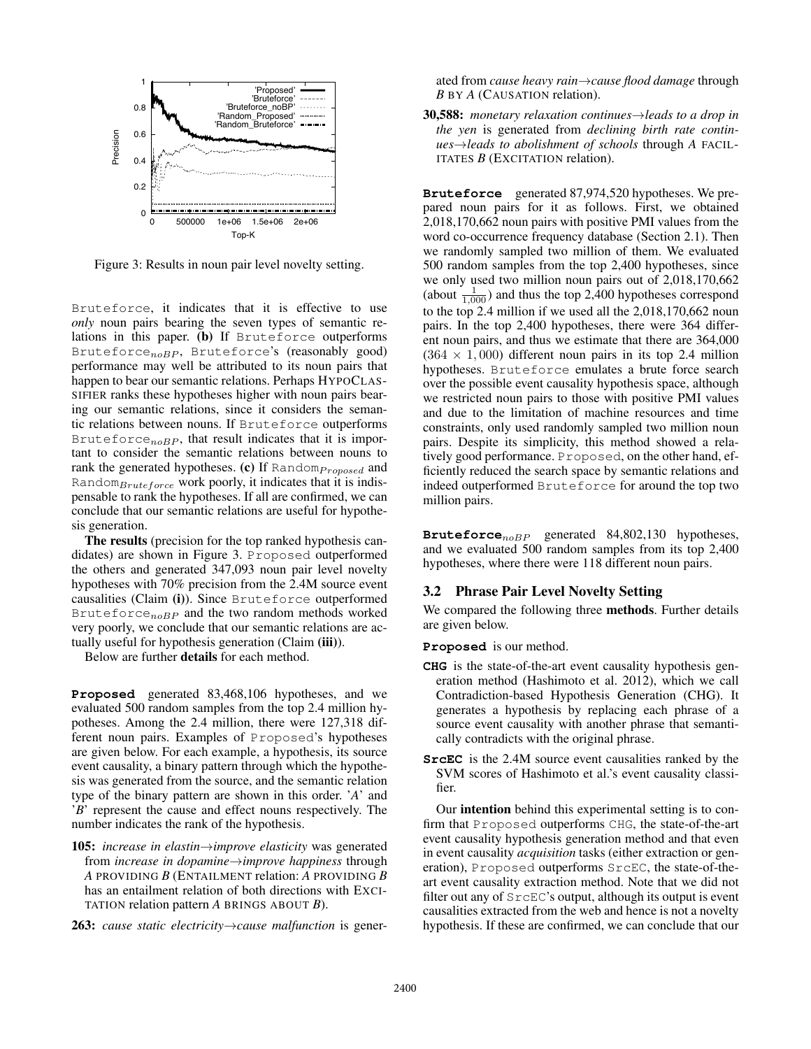Figure 3: Results in noun pair level novelty setting.

Bruteforce, it indicates that it is effective to use *only* noun pairs bearing the seven types of semantic relations in this paper. **(b)** If Bruteforce outperforms Bruteforce$_{noBP}$, Bruteforce's (reasonably good) performance may well be attributed to its noun pairs that happen to bear our semantic relations. Perhaps HYPOCLASSIFIER ranks these hypotheses higher with noun pairs bearing our semantic relations, since it considers the semantic relations between nouns. If Bruteforce outperforms Bruteforce$_{noBP}$, that result indicates that it is important to consider the semantic relations between nouns to rank the generated hypotheses. **(c)** If Random$_{Proposed}$ and Random$_{Bruteforce}$ work poorly, it indicates that it is indispensable to rank the hypotheses. If all are confirmed, we can conclude that our semantic relations are useful for hypothesis generation.

**The results** (precision for the top ranked hypothesis candidates) are shown in Figure 3. Proposed outperformed the others and generated 347,093 noun pair level novelty hypotheses with 70% precision from the 2.4M source event causalities (Claim **(i)**). Since Bruteforce outperformed Bruteforce$_{noBP}$ and the two random methods worked very poorly, we conclude that our semantic relations are actually useful for hypothesis generation (Claim **(iii)**).

Below are further **details** for each method.

**Proposed** generated 83,468,106 hypotheses, and we evaluated 500 random samples from the top 2.4 million hypotheses. Among the 2.4 million, there were 127,318 different noun pairs. Examples of Proposed's hypotheses are given below. For each example, a hypothesis, its source event causality, a binary pattern through which the hypothesis was generated from the source, and the semantic relation type of the binary pattern are shown in this order. '*A*' and '*B*' represent the cause and effect nouns respectively. The number indicates the rank of the hypothesis.

**105:** *increase in elastin→improve elasticity* was generated from *increase in dopamine→improve happiness* through *A* PROVIDING *B* (ENTAILMENT relation: *A* PROVIDING *B* has an entailment relation of both directions with EXCITATION relation pattern *A* BRINGS ABOUT *B*).

**263:** *cause static electricity→cause malfunction* is generated from *cause heavy rain→cause flood damage* through *B* BY *A* (CAUSATION relation).

**30,588:** *monetary relaxation continues→leads to a drop in the yen* is generated from *declining birth rate continues→leads to abolishment of schools* through *A* FACILITATES *B* (EXCITATION relation).

**Bruteforce** generated 87,974,520 hypotheses. We prepared noun pairs for it as follows. First, we obtained 2,018,170,662 noun pairs with positive PMI values from the word co-occurrence frequency database (Section 2.1). Then we randomly sampled two million of them. We evaluated 500 random samples from the top 2,400 hypotheses, since we only used two million noun pairs out of 2,018,170,662 (about $\frac{1}{1,000}$) and thus the top 2,400 hypotheses correspond to the top 2.4 million if we used all the 2,018,170,662 noun pairs. In the top 2,400 hypotheses, there were 364 different noun pairs, and thus we estimate that there are 364,000 ($364 \times 1,000$) different noun pairs in its top 2.4 million hypotheses. Bruteforce emulates a brute force search over the possible event causality hypothesis space, although we restricted noun pairs to those with positive PMI values and due to the limitation of machine resources and time constraints, only used randomly sampled two million noun pairs. Despite its simplicity, this method showed a relatively good performance. Proposed, on the other hand, efficiently reduced the search space by semantic relations and indeed outperformed Bruteforce for around the top two million pairs.

**Bruteforce$_{noBP}$** generated 84,802,130 hypotheses, and we evaluated 500 random samples from its top 2,400 hypotheses, where there were 118 different noun pairs.

## 3.2 Phrase Pair Level Novelty Setting

We compared the following three **methods**. Further details are given below.

**Proposed** is our method.

**CHG** is the state-of-the-art event causality hypothesis generation method (Hashimoto et al. 2012), which we call Contradiction-based Hypothesis Generation (CHG). It generates a hypothesis by replacing each phrase of a source event causality with another phrase that semantically contradicts with the original phrase.

**SrcEC** is the 2.4M source event causalities ranked by the SVM scores of Hashimoto et al.'s event causality classifier.

Our **intention** behind this experimental setting is to confirm that Proposed outperforms CHG, the state-of-the-art event causality hypothesis generation method and that even in event causality *acquisition* tasks (either extraction or generation), Proposed outperforms SrcEC, the state-of-the-art event causality extraction method. Note that we did not filter out any of SrcEC's output, although its output is event causalities extracted from the web and hence is not a novelty hypothesis. If these are confirmed, we can conclude that our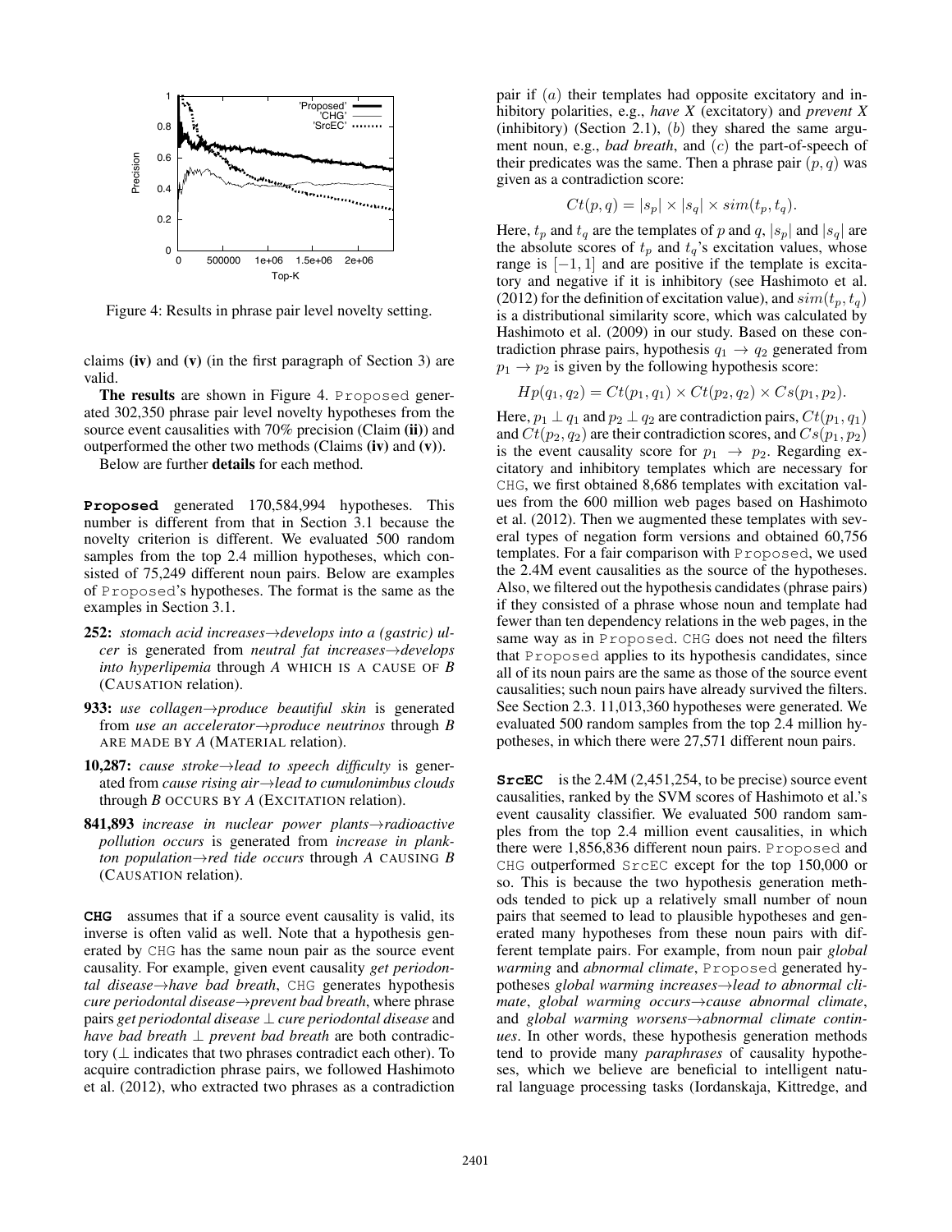Figure 4: Results in phrase pair level novelty setting.

claims **(iv)** and **(v)** (in the first paragraph of Section 3) are valid.

**The results** are shown in Figure 4. Proposed generated 302,350 phrase pair level novelty hypotheses from the source event causalities with 70% precision (Claim **(ii)**) and outperformed the other two methods (Claims **(iv)** and **(v)**).

Below are further **details** for each method.

**Proposed** generated 170,584,994 hypotheses. This number is different from that in Section 3.1 because the novelty criterion is different. We evaluated 500 random samples from the top 2.4 million hypotheses, which consisted of 75,249 different noun pairs. Below are examples of Proposed's hypotheses. The format is the same as the examples in Section 3.1.

**252:** *stomach acid increases→develops into a (gastric) ulcer* is generated from *neutral fat increases→develops into hyperlipemia* through *A* WHICH IS A CAUSE OF *B* (CAUSATION relation).

**933:** *use collagen→produce beautiful skin* is generated from *use an accelerator→produce neutrinos* through *B* ARE MADE BY *A* (MATERIAL relation).

**10,287:** *cause stroke→lead to speech difficulty* is generated from *cause rising air→lead to cumulonimbus clouds* through *B* OCCURS BY *A* (EXCITATION relation).

**841,893** *increase in nuclear power plants→radioactive pollution occurs* is generated from *increase in plankton population→red tide occurs* through *A* CAUSING *B* (CAUSATION relation).

**CHG** assumes that if a source event causality is valid, its inverse is often valid as well. Note that a hypothesis generated by CHG has the same noun pair as the source event causality. For example, given event causality *get periodontal disease→have bad breath*, CHG generates hypothesis *cure periodontal disease→prevent bad breath*, where phrase pairs *get periodontal disease* ⊥ *cure periodontal disease* and *have bad breath* ⊥ *prevent bad breath* are both contradictory (⊥ indicates that two phrases contradict each other). To acquire contradiction phrase pairs, we followed Hashimoto et al. (2012), who extracted two phrases as a contradiction pair if $(a)$ their templates had opposite excitatory and inhibitory polarities, e.g., *have X* (excitatory) and *prevent X* (inhibitory) (Section 2.1), $(b)$ they shared the same argument noun, e.g., *bad breath*, and $(c)$ the part-of-speech of their predicates was the same. Then a phrase pair $(p, q)$ was given as a contradiction score:

$$Ct(p, q) = |s_p| \times |s_q| \times sim(t_p, t_q).$$

Here, $t_p$ and $t_q$ are the templates of $p$ and $q$, $|s_p|$ and $|s_q|$ are the absolute scores of $t_p$ and $t_q$'s excitation values, whose range is $[-1, 1]$ and are positive if the template is excitatory and negative if it is inhibitory (see Hashimoto et al. (2012) for the definition of excitation value), and $sim(t_p, t_q)$ is a distributional similarity score, which was calculated by Hashimoto et al. (2009) in our study. Based on these contradiction phrase pairs, hypothesis $q_1 \rightarrow q_2$ generated from $p_1 \rightarrow p_2$ is given by the following hypothesis score:

$$Hp(q_1, q_2) = Ct(p_1, q_1) \times Ct(p_2, q_2) \times Cs(p_1, p_2).$$

Here, $p_1 \perp q_1$ and $p_2 \perp q_2$ are contradiction pairs, $Ct(p_1, q_1)$ and $Ct(p_2, q_2)$ are their contradiction scores, and $Cs(p_1, p_2)$ is the event causality score for $p_1 \rightarrow p_2$. Regarding excitatory and inhibitory templates which are necessary for CHG, we first obtained 8,686 templates with excitation values from the 600 million web pages based on Hashimoto et al. (2012). Then we augmented these templates with several types of negation form versions and obtained 60,756 templates. For a fair comparison with Proposed, we used the 2.4M event causalities as the source of the hypotheses. Also, we filtered out the hypothesis candidates (phrase pairs) if they consisted of a phrase whose noun and template had fewer than ten dependency relations in the web pages, in the same way as in Proposed. CHG does not need the filters that Proposed applies to its hypothesis candidates, since all of its noun pairs are the same as those of the source event causalities; such noun pairs have already survived the filters. See Section 2.3. 11,013,360 hypotheses were generated. We evaluated 500 random samples from the top 2.4 million hypotheses, in which there were 27,571 different noun pairs.

**SrcEC** is the 2.4M (2,451,254, to be precise) source event causalities, ranked by the SVM scores of Hashimoto et al.'s event causality classifier. We evaluated 500 random samples from the top 2.4 million event causalities, in which there were 1,856,836 different noun pairs. Proposed and CHG outperformed SrcEC except for the top 150,000 or so. This is because the two hypothesis generation methods tended to pick up a relatively small number of noun pairs that seemed to lead to plausible hypotheses and generated many hypotheses from these noun pairs with different template pairs. For example, from noun pair *global warming* and *abnormal climate*, Proposed generated hypotheses *global warming increases→lead to abnormal climate*, *global warming occurs→cause abnormal climate*, and *global warming worsens→abnormal climate continues*. In other words, these hypothesis generation methods tend to provide many *paraphrases* of causality hypotheses, which we believe are beneficial to intelligent natural language processing tasks (Iordanskaja, Kittredge, and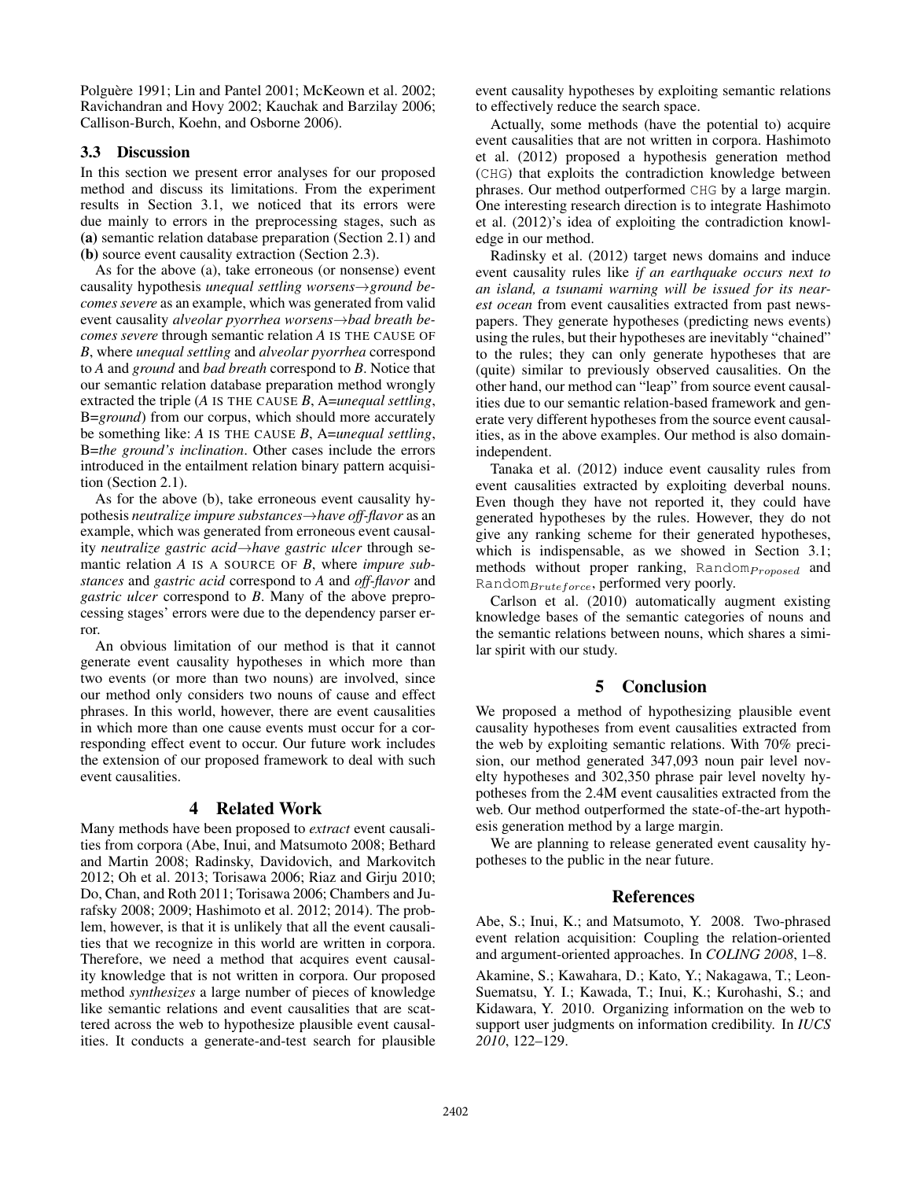Polguère 1991; Lin and Pantel 2001; McKeown et al. 2002; Ravichandran and Hovy 2002; Kauchak and Barzilay 2006; Callison-Burch, Koehn, and Osborne 2006).

### 3.3 Discussion

In this section we present error analyses for our proposed method and discuss its limitations. From the experiment results in Section 3.1, we noticed that its errors were due mainly to errors in the preprocessing stages, such as **(a)** semantic relation database preparation (Section 2.1) and **(b)** source event causality extraction (Section 2.3).

As for the above (a), take erroneous (or nonsense) event causality hypothesis *unequal settling worsens→ground becomes severe* as an example, which was generated from valid event causality *alveolar pyorrhea worsens→bad breath becomes severe* through semantic relation *A* IS THE CAUSE OF *B*, where *unequal settling* and *alveolar pyorrhea* correspond to *A* and *ground* and *bad breath* correspond to *B*. Notice that our semantic relation database preparation method wrongly extracted the triple (*A* IS THE CAUSE *B*, A=*unequal settling*, B=*ground*) from our corpus, which should more accurately be something like: *A* IS THE CAUSE *B*, A=*unequal settling*, B=*the ground's inclination*. Other cases include the errors introduced in the entailment relation binary pattern acquisition (Section 2.1).

As for the above (b), take erroneous event causality hypothesis *neutralize impure substances→have off-flavor* as an example, which was generated from erroneous event causality *neutralize gastric acid→have gastric ulcer* through semantic relation *A* IS A SOURCE OF *B*, where *impure substances* and *gastric acid* correspond to *A* and *off-flavor* and *gastric ulcer* correspond to *B*. Many of the above preprocessing stages' errors were due to the dependency parser error.

An obvious limitation of our method is that it cannot generate event causality hypotheses in which more than two events (or more than two nouns) are involved, since our method only considers two nouns of cause and effect phrases. In this world, however, there are event causalities in which more than one cause events must occur for a corresponding effect event to occur. Our future work includes the extension of our proposed framework to deal with such event causalities.

## 4 Related Work

Many methods have been proposed to *extract* event causalities from corpora (Abe, Inui, and Matsumoto 2008; Bethard and Martin 2008; Radinsky, Davidovich, and Markovitch 2012; Oh et al. 2013; Torisawa 2006; Riaz and Girju 2010; Do, Chan, and Roth 2011; Torisawa 2006; Chambers and Jurafsky 2008; 2009; Hashimoto et al. 2012; 2014). The problem, however, is that it is unlikely that all the event causalities that we recognize in this world are written in corpora. Therefore, we need a method that acquires event causality knowledge that is not written in corpora. Our proposed method *synthesizes* a large number of pieces of knowledge like semantic relations and event causalities that are scattered across the web to hypothesize plausible event causalities. It conducts a generate-and-test search for plausible event causality hypotheses by exploiting semantic relations to effectively reduce the search space.

Actually, some methods (have the potential to) acquire event causalities that are not written in corpora. Hashimoto et al. (2012) proposed a hypothesis generation method (CHG) that exploits the contradiction knowledge between phrases. Our method outperformed CHG by a large margin. One interesting research direction is to integrate Hashimoto et al. (2012)'s idea of exploiting the contradiction knowledge in our method.

Radinsky et al. (2012) target news domains and induce event causality rules like *if an earthquake occurs next to an island, a tsunami warning will be issued for its nearest ocean* from event causalities extracted from past newspapers. They generate hypotheses (predicting news events) using the rules, but their hypotheses are inevitably "chained" to the rules; they can only generate hypotheses that are (quite) similar to previously observed causalities. On the other hand, our method can "leap" from source event causalities due to our semantic relation-based framework and generate very different hypotheses from the source event causalities, as in the above examples. Our method is also domain-independent.

Tanaka et al. (2012) induce event causality rules from event causalities extracted by exploiting deverbal nouns. Even though they have not reported it, they could have generated hypotheses by the rules. However, they do not give any ranking scheme for their generated hypotheses, which is indispensable, as we showed in Section 3.1; methods without proper ranking, $\texttt{Random}_{Proposed}$ and $\texttt{Random}_{Bruteforce}$, performed very poorly.

Carlson et al. (2010) automatically augment existing knowledge bases of the semantic categories of nouns and the semantic relations between nouns, which shares a similar spirit with our study.

## 5 Conclusion

We proposed a method of hypothesizing plausible event causality hypotheses from event causalities extracted from the web by exploiting semantic relations. With 70% precision, our method generated 347,093 noun pair level novelty hypotheses and 302,350 phrase pair level novelty hypotheses from the 2.4M event causalities extracted from the web. Our method outperformed the state-of-the-art hypothesis generation method by a large margin.

We are planning to release generated event causality hypotheses to the public in the near future.

## References

Abe, S.; Inui, K.; and Matsumoto, Y. 2008. Two-phrased event relation acquisition: Coupling the relation-oriented and argument-oriented approaches. In *COLING 2008*, 1–8.

Akamine, S.; Kawahara, D.; Kato, Y.; Nakagawa, T.; Leon-Suematsu, Y. I.; Kawada, T.; Inui, K.; Kurohashi, S.; and Kidawara, Y. 2010. Organizing information on the web to support user judgments on information credibility. In *IUCS 2010*, 122–129.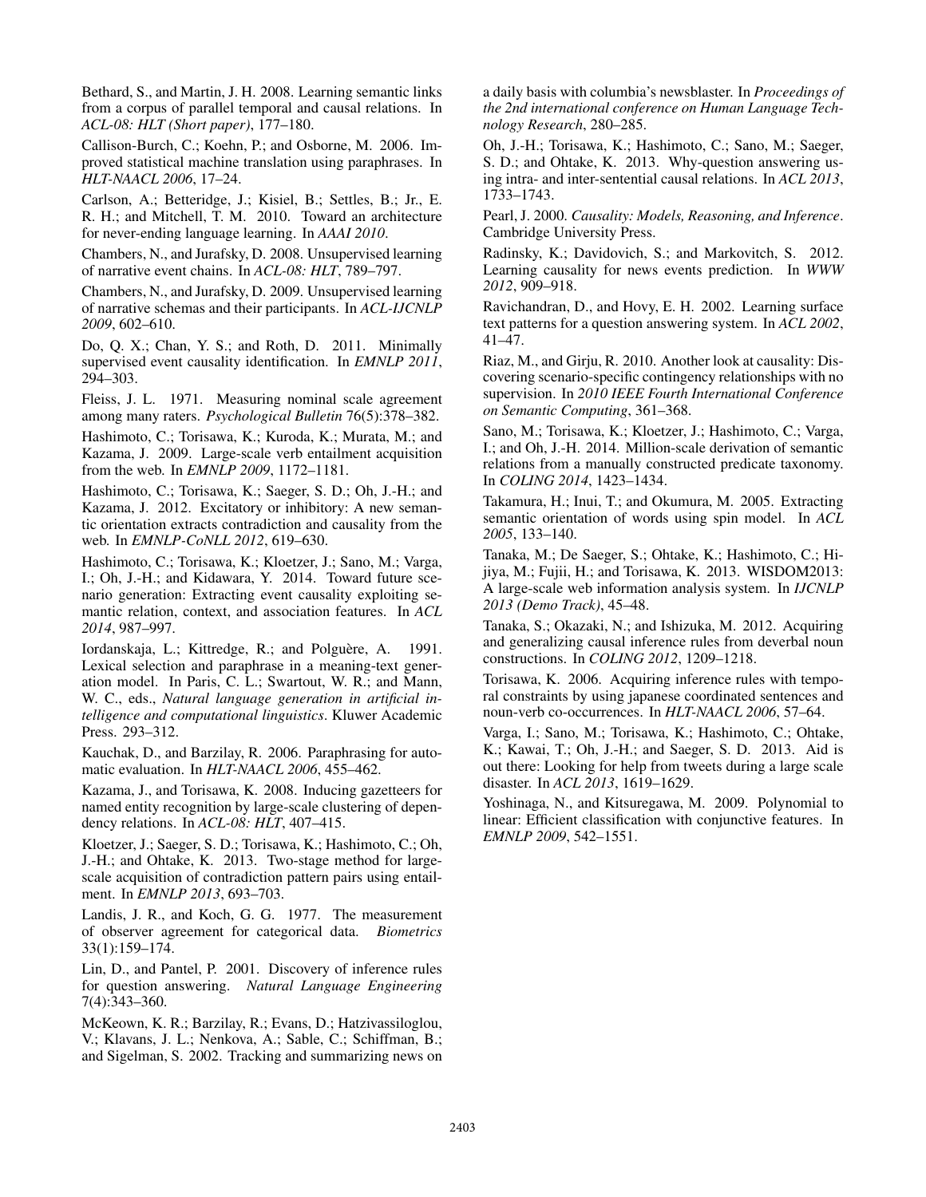Bethard, S., and Martin, J. H. 2008. Learning semantic links from a corpus of parallel temporal and causal relations. In *ACL-08: HLT (Short paper)*, 177–180.

Callison-Burch, C.; Koehn, P.; and Osborne, M. 2006. Improved statistical machine translation using paraphrases. In *HLT-NAACL 2006*, 17–24.

Carlson, A.; Betteridge, J.; Kisiel, B.; Settles, B.; Jr., E. R. H.; and Mitchell, T. M. 2010. Toward an architecture for never-ending language learning. In *AAAI 2010*.

Chambers, N., and Jurafsky, D. 2008. Unsupervised learning of narrative event chains. In *ACL-08: HLT*, 789–797.

Chambers, N., and Jurafsky, D. 2009. Unsupervised learning of narrative schemas and their participants. In *ACL-IJCNLP 2009*, 602–610.

Do, Q. X.; Chan, Y. S.; and Roth, D. 2011. Minimally supervised event causality identification. In *EMNLP 2011*, 294–303.

Fleiss, J. L. 1971. Measuring nominal scale agreement among many raters. *Psychological Bulletin* 76(5):378–382.

Hashimoto, C.; Torisawa, K.; Kuroda, K.; Murata, M.; and Kazama, J. 2009. Large-scale verb entailment acquisition from the web. In *EMNLP 2009*, 1172–1181.

Hashimoto, C.; Torisawa, K.; Saeger, S. D.; Oh, J.-H.; and Kazama, J. 2012. Excitatory or inhibitory: A new semantic orientation extracts contradiction and causality from the web. In *EMNLP-CoNLL 2012*, 619–630.

Hashimoto, C.; Torisawa, K.; Kloetzer, J.; Sano, M.; Varga, I.; Oh, J.-H.; and Kidawara, Y. 2014. Toward future scenario generation: Extracting event causality exploiting semantic relation, context, and association features. In *ACL 2014*, 987–997.

Iordanskaja, L.; Kittredge, R.; and Polguère, A. 1991. Lexical selection and paraphrase in a meaning-text generation model. In Paris, C. L.; Swartout, W. R.; and Mann, W. C., eds., *Natural language generation in artificial intelligence and computational linguistics*. Kluwer Academic Press. 293–312.

Kauchak, D., and Barzilay, R. 2006. Paraphrasing for automatic evaluation. In *HLT-NAACL 2006*, 455–462.

Kazama, J., and Torisawa, K. 2008. Inducing gazetteers for named entity recognition by large-scale clustering of dependency relations. In *ACL-08: HLT*, 407–415.

Kloetzer, J.; Saeger, S. D.; Torisawa, K.; Hashimoto, C.; Oh, J.-H.; and Ohtake, K. 2013. Two-stage method for large-scale acquisition of contradiction pattern pairs using entailment. In *EMNLP 2013*, 693–703.

Landis, J. R., and Koch, G. G. 1977. The measurement of observer agreement for categorical data. *Biometrics* 33(1):159–174.

Lin, D., and Pantel, P. 2001. Discovery of inference rules for question answering. *Natural Language Engineering* 7(4):343–360.

McKeown, K. R.; Barzilay, R.; Evans, D.; Hatzivassiloglou, V.; Klavans, J. L.; Nenkova, A.; Sable, C.; Schiffman, B.; and Sigelman, S. 2002. Tracking and summarizing news on a daily basis with columbia's newsblaster. In *Proceedings of the 2nd international conference on Human Language Technology Research*, 280–285.

Oh, J.-H.; Torisawa, K.; Hashimoto, C.; Sano, M.; Saeger, S. D.; and Ohtake, K. 2013. Why-question answering using intra- and inter-sentential causal relations. In *ACL 2013*, 1733–1743.

Pearl, J. 2000. *Causality: Models, Reasoning, and Inference*. Cambridge University Press.

Radinsky, K.; Davidovich, S.; and Markovitch, S. 2012. Learning causality for news events prediction. In *WWW 2012*, 909–918.

Ravichandran, D., and Hovy, E. H. 2002. Learning surface text patterns for a question answering system. In *ACL 2002*, 41–47.

Riaz, M., and Girju, R. 2010. Another look at causality: Discovering scenario-specific contingency relationships with no supervision. In *2010 IEEE Fourth International Conference on Semantic Computing*, 361–368.

Sano, M.; Torisawa, K.; Kloetzer, J.; Hashimoto, C.; Varga, I.; and Oh, J.-H. 2014. Million-scale derivation of semantic relations from a manually constructed predicate taxonomy. In *COLING 2014*, 1423–1434.

Takamura, H.; Inui, T.; and Okumura, M. 2005. Extracting semantic orientation of words using spin model. In *ACL 2005*, 133–140.

Tanaka, M.; De Saeger, S.; Ohtake, K.; Hashimoto, C.; Hijiya, M.; Fujii, H.; and Torisawa, K. 2013. WISDOM2013: A large-scale web information analysis system. In *IJCNLP 2013 (Demo Track)*, 45–48.

Tanaka, S.; Okazaki, N.; and Ishizuka, M. 2012. Acquiring and generalizing causal inference rules from deverbal noun constructions. In *COLING 2012*, 1209–1218.

Torisawa, K. 2006. Acquiring inference rules with temporal constraints by using japanese coordinated sentences and noun-verb co-occurrences. In *HLT-NAACL 2006*, 57–64.

Varga, I.; Sano, M.; Torisawa, K.; Hashimoto, C.; Ohtake, K.; Kawai, T.; Oh, J.-H.; and Saeger, S. D. 2013. Aid is out there: Looking for help from tweets during a large scale disaster. In *ACL 2013*, 1619–1629.

Yoshinaga, N., and Kitsuregawa, M. 2009. Polynomial to linear: Efficient classification with conjunctive features. In *EMNLP 2009*, 542–1551.